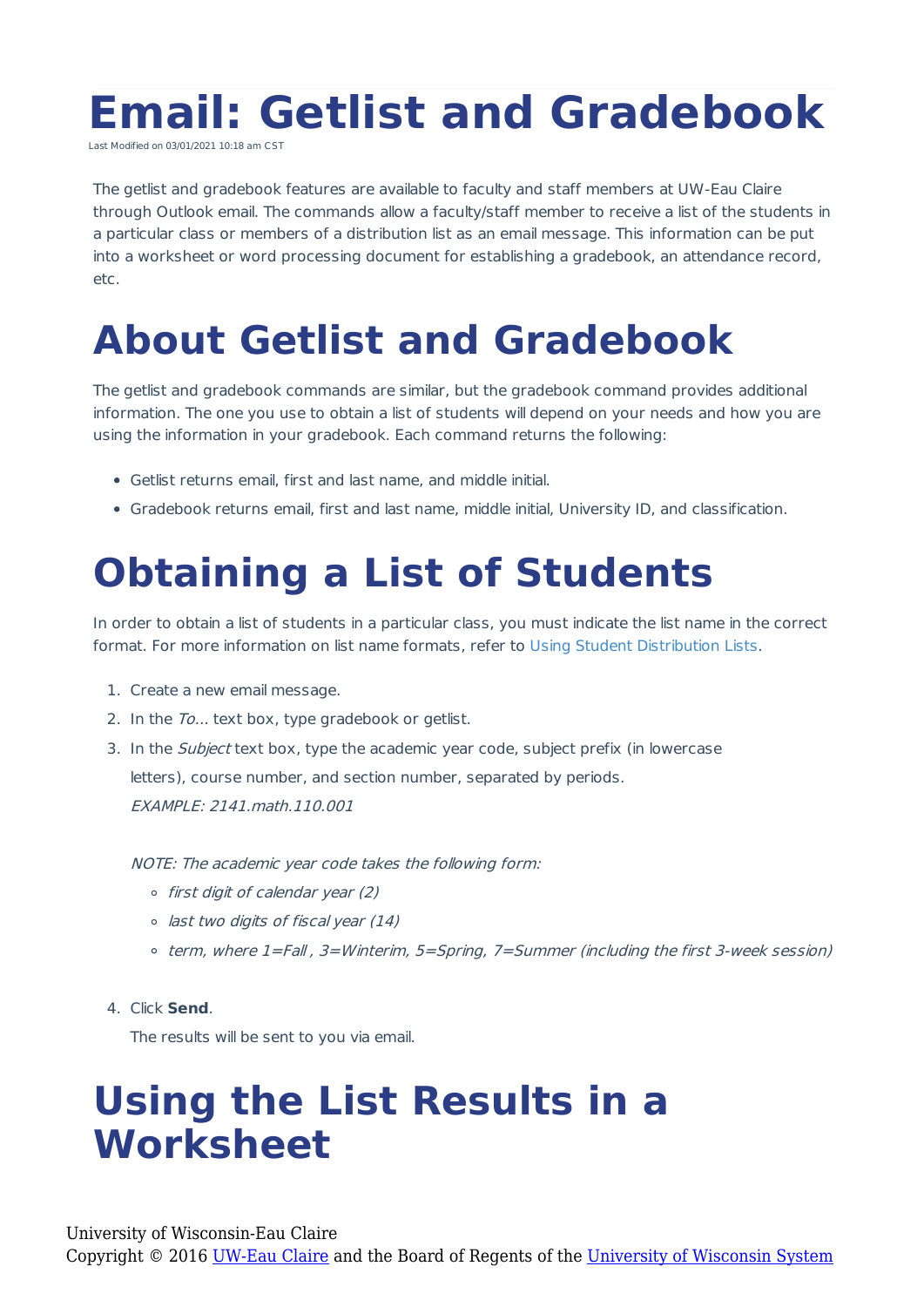# Email: Getlist and Gradebook

Last Modified on 03/01/2021 10:18 am CST

The getlist and gradebook features are available to faculty and staff members at UW-Eau Claire through Outlook email. The commands allow a faculty/staff member to receive a list of the students in a particular class or members of a distribution list as an email message. This information can be put into a worksheet or word processing document for establishing a gradebook, an attendance record, etc.

# About Getlist and Gradebook

The getlist and gradebook commands are similar, but the gradebook command provides additional information. The one you use to obtain a list of students will depend on your needs and how you are using the information in your gradebook. Each command returns the following:

- Getlist returns email, first and last name, and middle initial.
- Gradebook returns email, first and last name, middle initial, University ID, and classification.

# Obtaining a List of Students

In order to obtain a list of students in a particular class, you must indicate the list name in the correct format. For more information on list name formats, refer to Using Student Distribution Lists.

1. Create a new email message.
2. In the *To...* text box, type gradebook or getlist.
3. In the *Subject* text box, type the academic year code, subject prefix (in lowercase letters), course number, and section number, separated by periods.
   *EXAMPLE: 2141.math.110.001*

   *NOTE: The academic year code takes the following form:*
   - *first digit of calendar year (2)*
   - *last two digits of fiscal year (14)*
   - *term, where 1=Fall , 3=Winterim, 5=Spring, 7=Summer (including the first 3-week session)*
4. Click **Send**.
   The results will be sent to you via email.

# Using the List Results in a Worksheet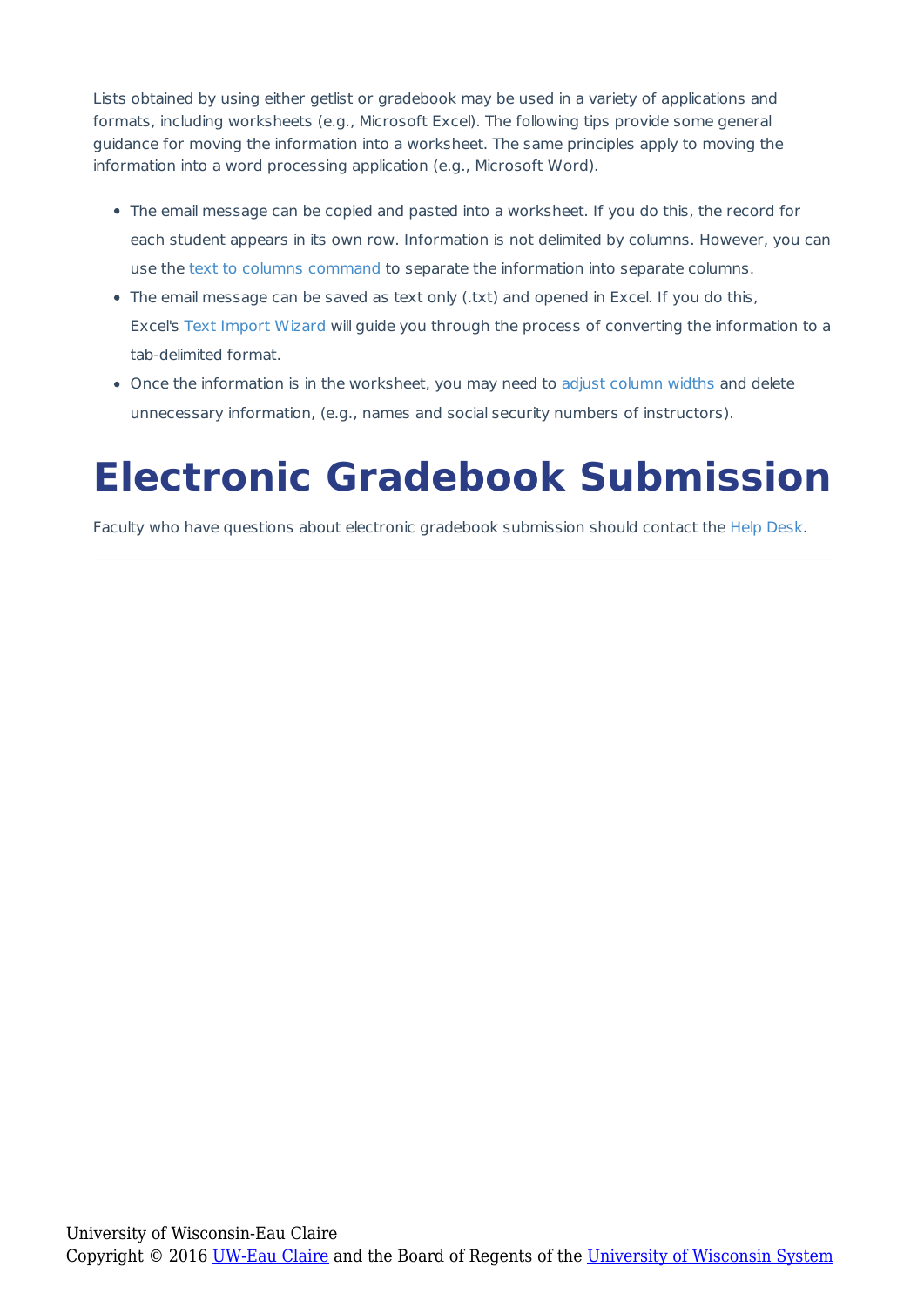Lists obtained by using either getlist or gradebook may be used in a variety of applications and formats, including worksheets (e.g., Microsoft Excel). The following tips provide some general guidance for moving the information into a worksheet. The same principles apply to moving the information into a word processing application (e.g., Microsoft Word).

- The email message can be copied and pasted into a worksheet. If you do this, the record for each student appears in its own row. Information is not delimited by columns. However, you can use the text to columns command to separate the information into separate columns.
- The email message can be saved as text only (.txt) and opened in Excel. If you do this, Excel's Text Import Wizard will guide you through the process of converting the information to a tab-delimited format.
- Once the information is in the worksheet, you may need to adjust column widths and delete unnecessary information, (e.g., names and social security numbers of instructors).

# Electronic Gradebook Submission

Faculty who have questions about electronic gradebook submission should contact the Help Desk.

University of Wisconsin-Eau Claire
Copyright © 2016 UW-Eau Claire and the Board of Regents of the University of Wisconsin System